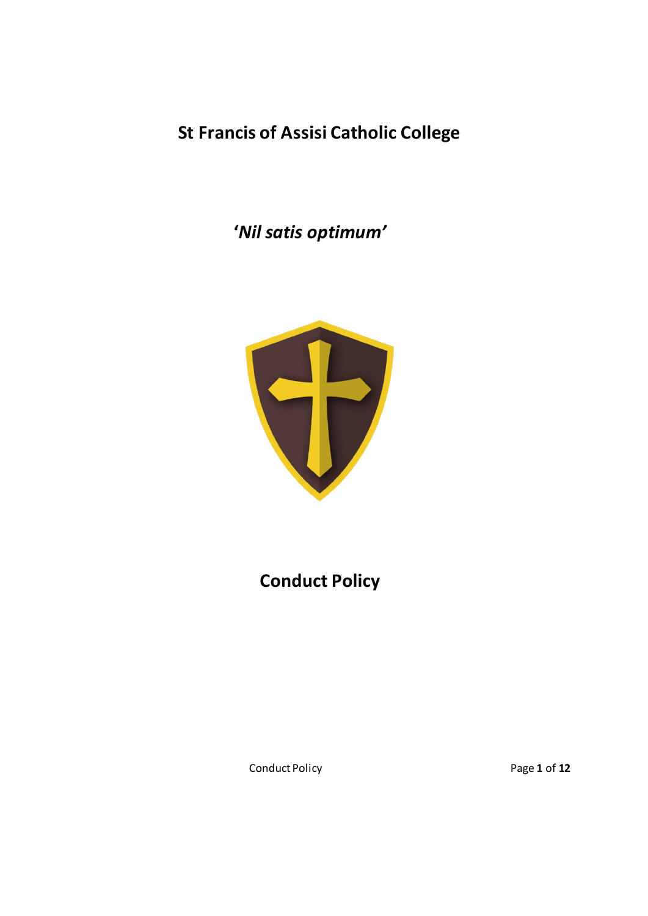# St Francis of Assisi Catholic College

***'Nil satis optimum'***

# Conduct Policy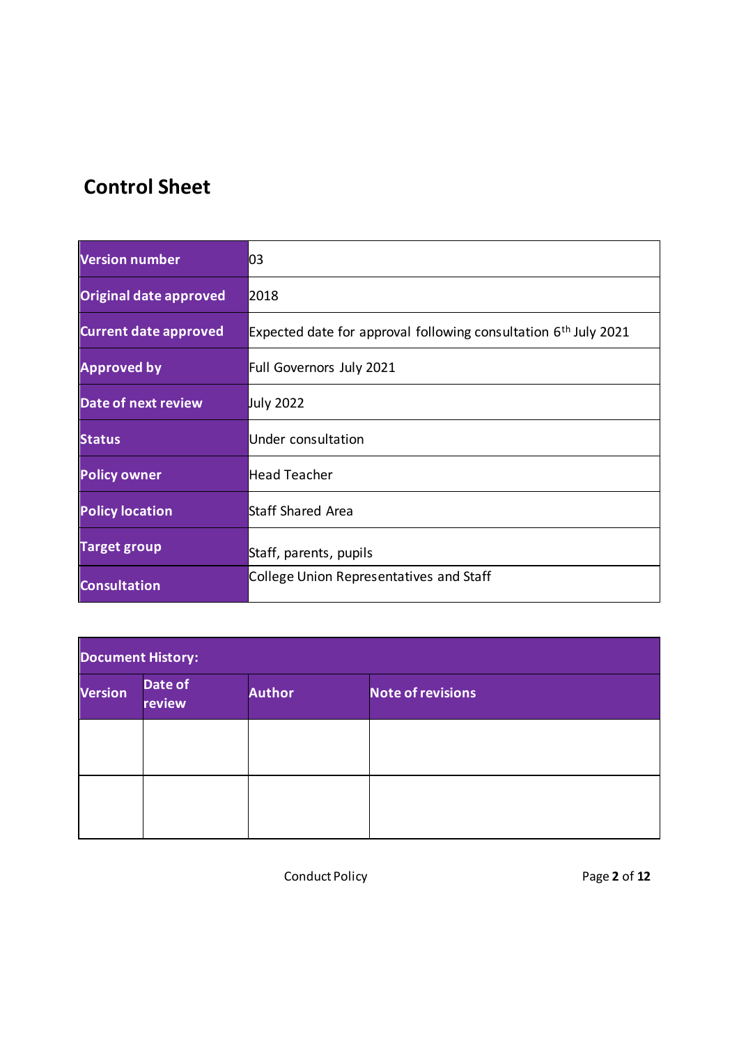## Control Sheet

| Version number | 03 |
|---|---|
| Original date approved | 2018 |
| Current date approved | Expected date for approval following consultation 6th July 2021 |
| Approved by | Full Governors July 2021 |
| Date of next review | July 2022 |
| Status | Under consultation |
| Policy owner | Head Teacher |
| Policy location | Staff Shared Area |
| Target group | Staff, parents, pupils |
| Consultation | College Union Representatives and Staff |

| Document History: | | | |
|---|---|---|---|
| Version | Date of review | Author | Note of revisions |
| | | | |
| | | | |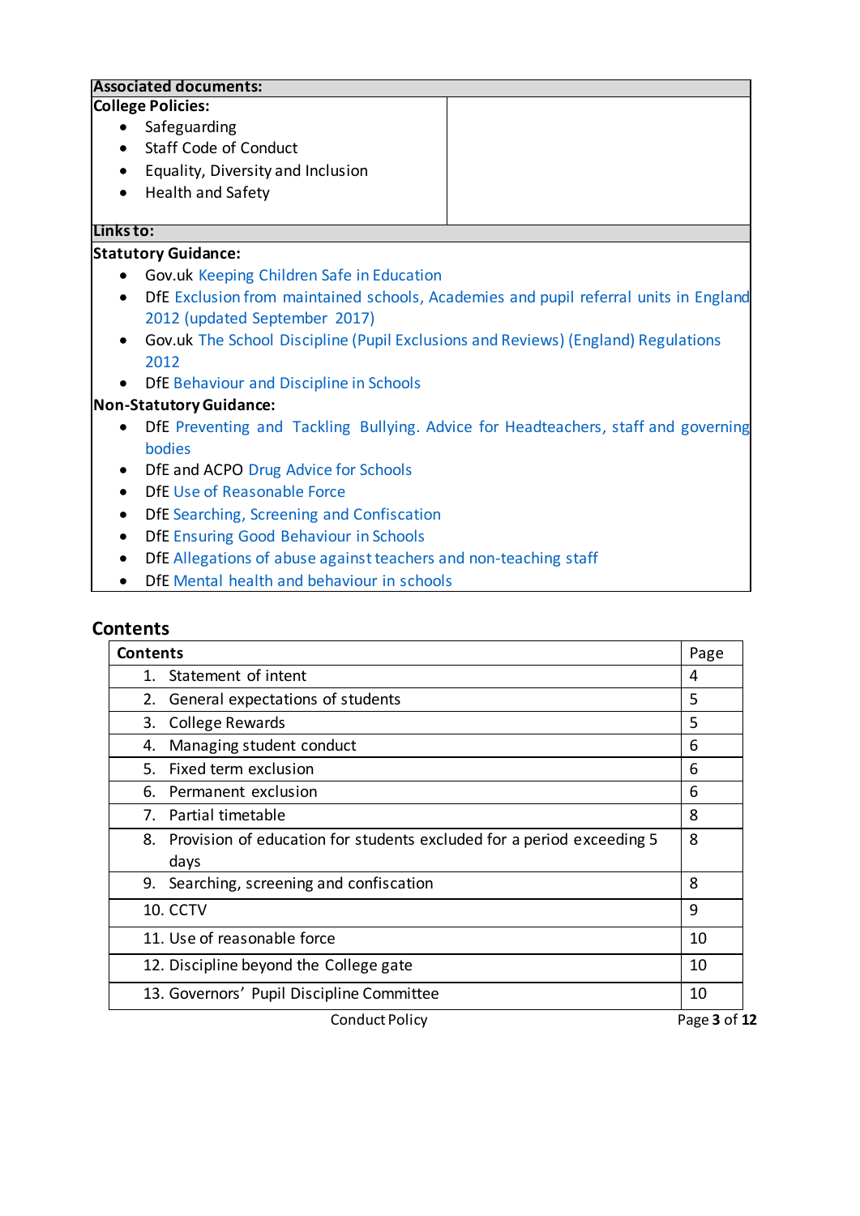| **Associated documents:** | |
|---|---|
| **College Policies:**<br>• Safeguarding<br>• Staff Code of Conduct<br>• Equality, Diversity and Inclusion<br>• Health and Safety | |

**Links to:**

**Statutory Guidance:**

- Gov.uk Keeping Children Safe in Education
- DfE Exclusion from maintained schools, Academies and pupil referral units in England 2012 (updated September 2017)
- Gov.uk The School Discipline (Pupil Exclusions and Reviews) (England) Regulations 2012
- DfE Behaviour and Discipline in Schools

**Non-Statutory Guidance:**

- DfE Preventing and Tackling Bullying. Advice for Headteachers, staff and governing bodies
- DfE and ACPO Drug Advice for Schools
- DfE Use of Reasonable Force
- DfE Searching, Screening and Confiscation
- DfE Ensuring Good Behaviour in Schools
- DfE Allegations of abuse against teachers and non-teaching staff
- DfE Mental health and behaviour in schools

## Contents

| **Contents** | Page |
|---|---|
| 1. Statement of intent | 4 |
| 2. General expectations of students | 5 |
| 3. College Rewards | 5 |
| 4. Managing student conduct | 6 |
| 5. Fixed term exclusion | 6 |
| 6. Permanent exclusion | 6 |
| 7. Partial timetable | 8 |
| 8. Provision of education for students excluded for a period exceeding 5 days | 8 |
| 9. Searching, screening and confiscation | 8 |
| 10. CCTV | 9 |
| 11. Use of reasonable force | 10 |
| 12. Discipline beyond the College gate | 10 |
| 13. Governors' Pupil Discipline Committee | 10 |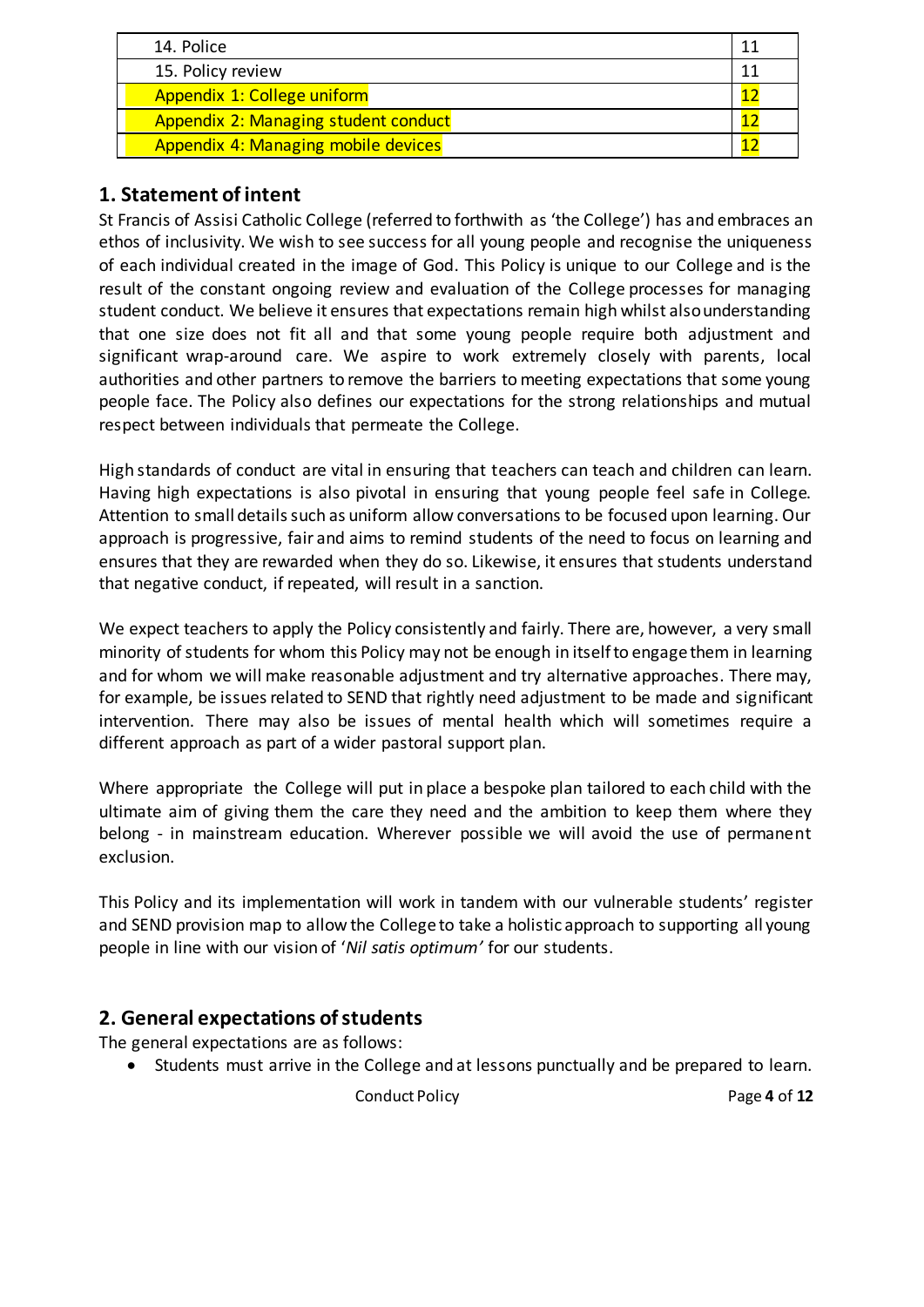| 14. Police | 11 |
| --- | --- |
| 15. Policy review | 11 |
| Appendix 1: College uniform | 12 |
| Appendix 2: Managing student conduct | 12 |
| Appendix 4: Managing mobile devices | 12 |

## 1. Statement of intent

St Francis of Assisi Catholic College (referred to forthwith as 'the College') has and embraces an ethos of inclusivity. We wish to see success for all young people and recognise the uniqueness of each individual created in the image of God. This Policy is unique to our College and is the result of the constant ongoing review and evaluation of the College processes for managing student conduct. We believe it ensures that expectations remain high whilst also understanding that one size does not fit all and that some young people require both adjustment and significant wrap-around care. We aspire to work extremely closely with parents, local authorities and other partners to remove the barriers to meeting expectations that some young people face. The Policy also defines our expectations for the strong relationships and mutual respect between individuals that permeate the College.

High standards of conduct are vital in ensuring that teachers can teach and children can learn. Having high expectations is also pivotal in ensuring that young people feel safe in College. Attention to small details such as uniform allow conversations to be focused upon learning. Our approach is progressive, fair and aims to remind students of the need to focus on learning and ensures that they are rewarded when they do so. Likewise, it ensures that students understand that negative conduct, if repeated, will result in a sanction.

We expect teachers to apply the Policy consistently and fairly. There are, however, a very small minority of students for whom this Policy may not be enough in itself to engage them in learning and for whom we will make reasonable adjustment and try alternative approaches. There may, for example, be issues related to SEND that rightly need adjustment to be made and significant intervention. There may also be issues of mental health which will sometimes require a different approach as part of a wider pastoral support plan.

Where appropriate the College will put in place a bespoke plan tailored to each child with the ultimate aim of giving them the care they need and the ambition to keep them where they belong - in mainstream education. Wherever possible we will avoid the use of permanent exclusion.

This Policy and its implementation will work in tandem with our vulnerable students' register and SEND provision map to allow the College to take a holistic approach to supporting all young people in line with our vision of '*Nil satis optimum'* for our students.

## 2. General expectations of students

The general expectations are as follows:

- Students must arrive in the College and at lessons punctually and be prepared to learn.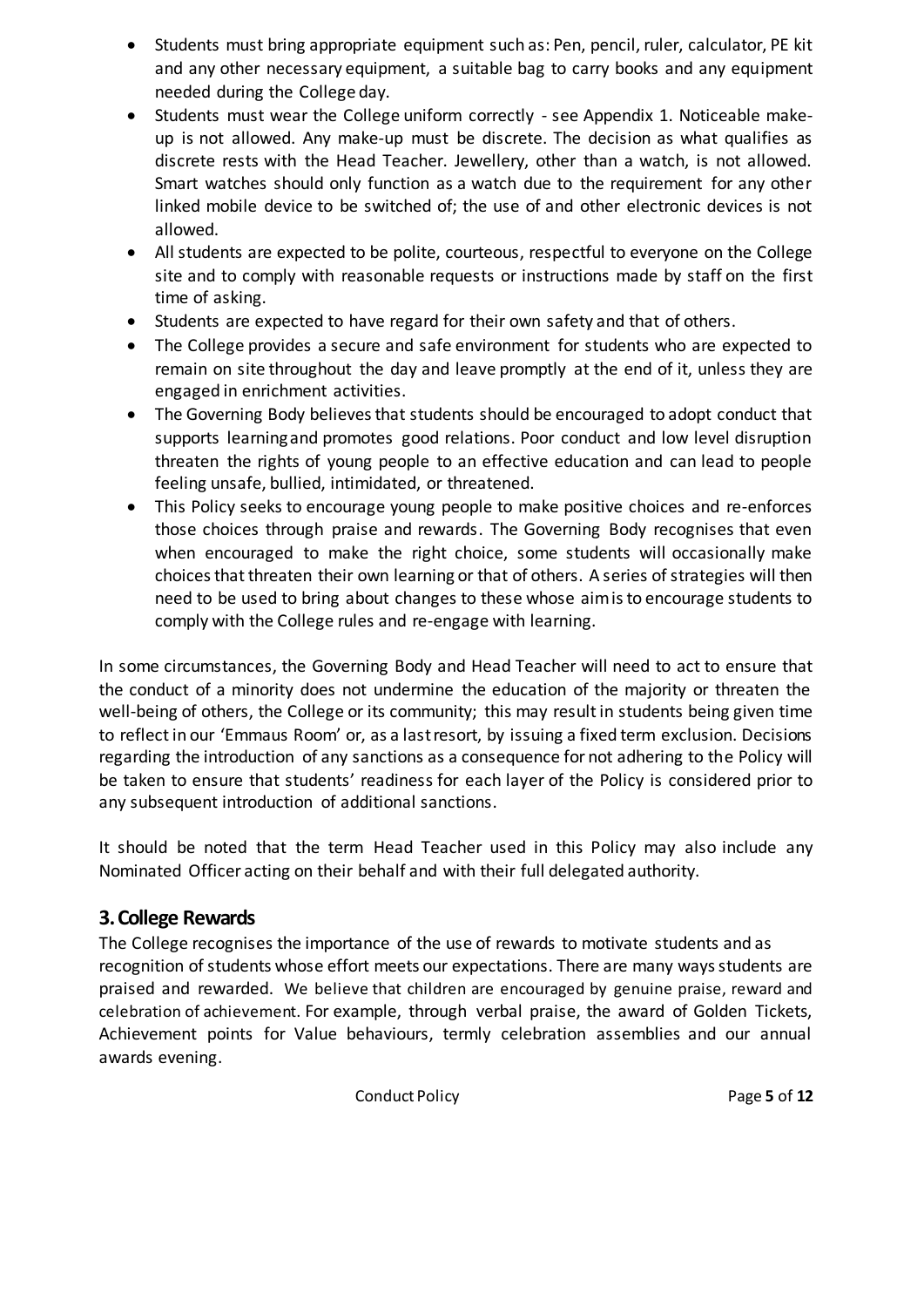- Students must bring appropriate equipment such as: Pen, pencil, ruler, calculator, PE kit and any other necessary equipment, a suitable bag to carry books and any equipment needed during the College day.
- Students must wear the College uniform correctly - see Appendix 1. Noticeable make-up is not allowed. Any make-up must be discrete. The decision as what qualifies as discrete rests with the Head Teacher. Jewellery, other than a watch, is not allowed. Smart watches should only function as a watch due to the requirement for any other linked mobile device to be switched of; the use of and other electronic devices is not allowed.
- All students are expected to be polite, courteous, respectful to everyone on the College site and to comply with reasonable requests or instructions made by staff on the first time of asking.
- Students are expected to have regard for their own safety and that of others.
- The College provides a secure and safe environment for students who are expected to remain on site throughout the day and leave promptly at the end of it, unless they are engaged in enrichment activities.
- The Governing Body believes that students should be encouraged to adopt conduct that supports learning and promotes good relations. Poor conduct and low level disruption threaten the rights of young people to an effective education and can lead to people feeling unsafe, bullied, intimidated, or threatened.
- This Policy seeks to encourage young people to make positive choices and re-enforces those choices through praise and rewards. The Governing Body recognises that even when encouraged to make the right choice, some students will occasionally make choices that threaten their own learning or that of others. A series of strategies will then need to be used to bring about changes to these whose aim is to encourage students to comply with the College rules and re-engage with learning.

In some circumstances, the Governing Body and Head Teacher will need to act to ensure that the conduct of a minority does not undermine the education of the majority or threaten the well-being of others, the College or its community; this may result in students being given time to reflect in our 'Emmaus Room' or, as a last resort, by issuing a fixed term exclusion. Decisions regarding the introduction of any sanctions as a consequence for not adhering to the Policy will be taken to ensure that students' readiness for each layer of the Policy is considered prior to any subsequent introduction of additional sanctions.

It should be noted that the term Head Teacher used in this Policy may also include any Nominated Officer acting on their behalf and with their full delegated authority.

## 3. College Rewards

The College recognises the importance of the use of rewards to motivate students and as recognition of students whose effort meets our expectations. There are many ways students are praised and rewarded. We believe that children are encouraged by genuine praise, reward and celebration of achievement. For example, through verbal praise, the award of Golden Tickets, Achievement points for Value behaviours, termly celebration assemblies and our annual awards evening.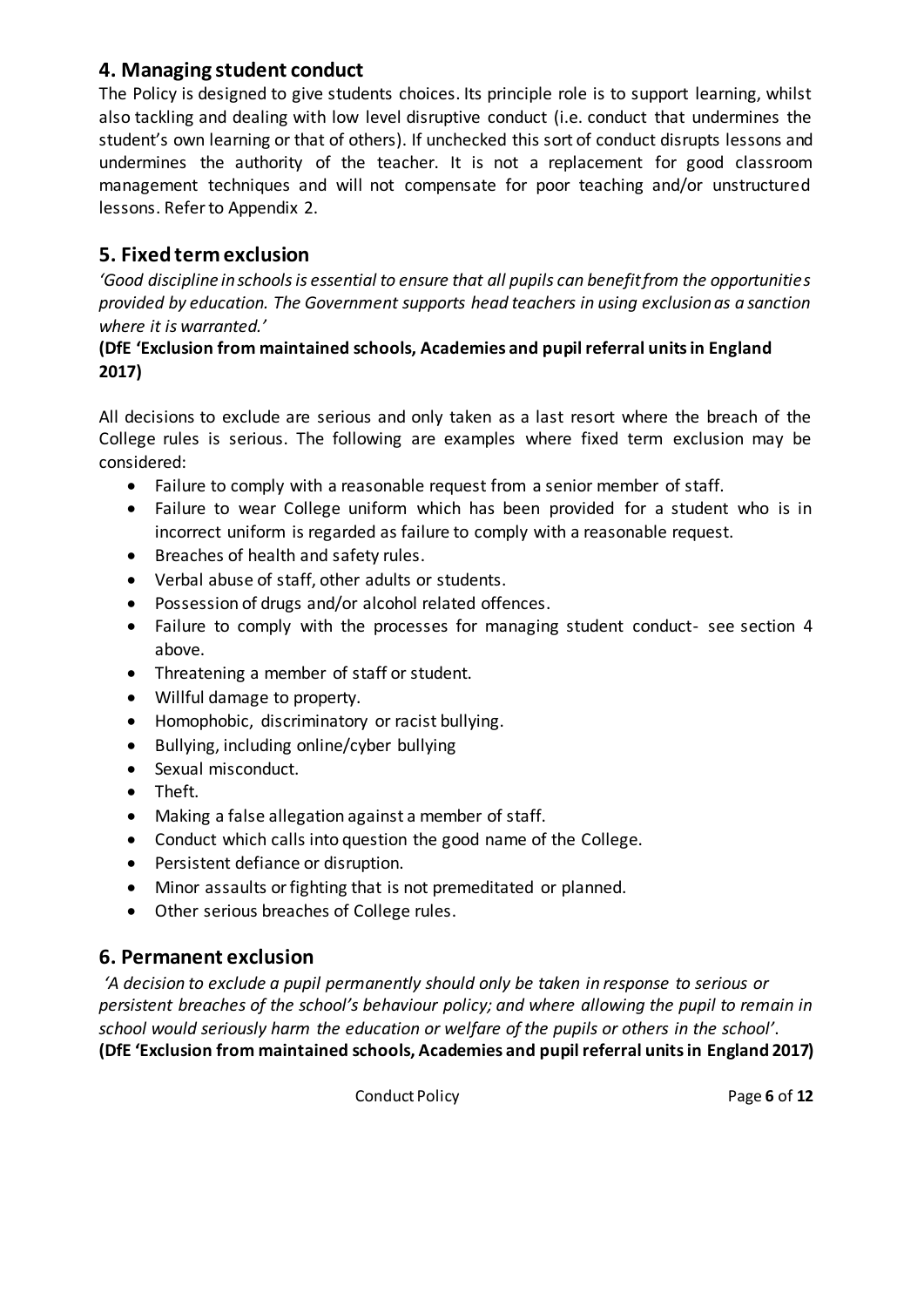## 4. Managing student conduct

The Policy is designed to give students choices. Its principle role is to support learning, whilst also tackling and dealing with low level disruptive conduct (i.e. conduct that undermines the student's own learning or that of others). If unchecked this sort of conduct disrupts lessons and undermines the authority of the teacher. It is not a replacement for good classroom management techniques and will not compensate for poor teaching and/or unstructured lessons. Refer to Appendix 2.

## 5. Fixed term exclusion

*'Good discipline in schools is essential to ensure that all pupils can benefit from the opportunities provided by education. The Government supports head teachers in using exclusion as a sanction where it is warranted.'*

**(DfE 'Exclusion from maintained schools, Academies and pupil referral units in England 2017)**

All decisions to exclude are serious and only taken as a last resort where the breach of the College rules is serious. The following are examples where fixed term exclusion may be considered:

- Failure to comply with a reasonable request from a senior member of staff.
- Failure to wear College uniform which has been provided for a student who is in incorrect uniform is regarded as failure to comply with a reasonable request.
- Breaches of health and safety rules.
- Verbal abuse of staff, other adults or students.
- Possession of drugs and/or alcohol related offences.
- Failure to comply with the processes for managing student conduct- see section 4 above.
- Threatening a member of staff or student.
- Willful damage to property.
- Homophobic, discriminatory or racist bullying.
- Bullying, including online/cyber bullying
- Sexual misconduct.
- Theft.
- Making a false allegation against a member of staff.
- Conduct which calls into question the good name of the College.
- Persistent defiance or disruption.
- Minor assaults or fighting that is not premeditated or planned.
- Other serious breaches of College rules.

## 6. Permanent exclusion

*'A decision to exclude a pupil permanently should only be taken in response to serious or persistent breaches of the school's behaviour policy; and where allowing the pupil to remain in school would seriously harm the education or welfare of the pupils or others in the school'.*
**(DfE 'Exclusion from maintained schools, Academies and pupil referral units in England 2017)**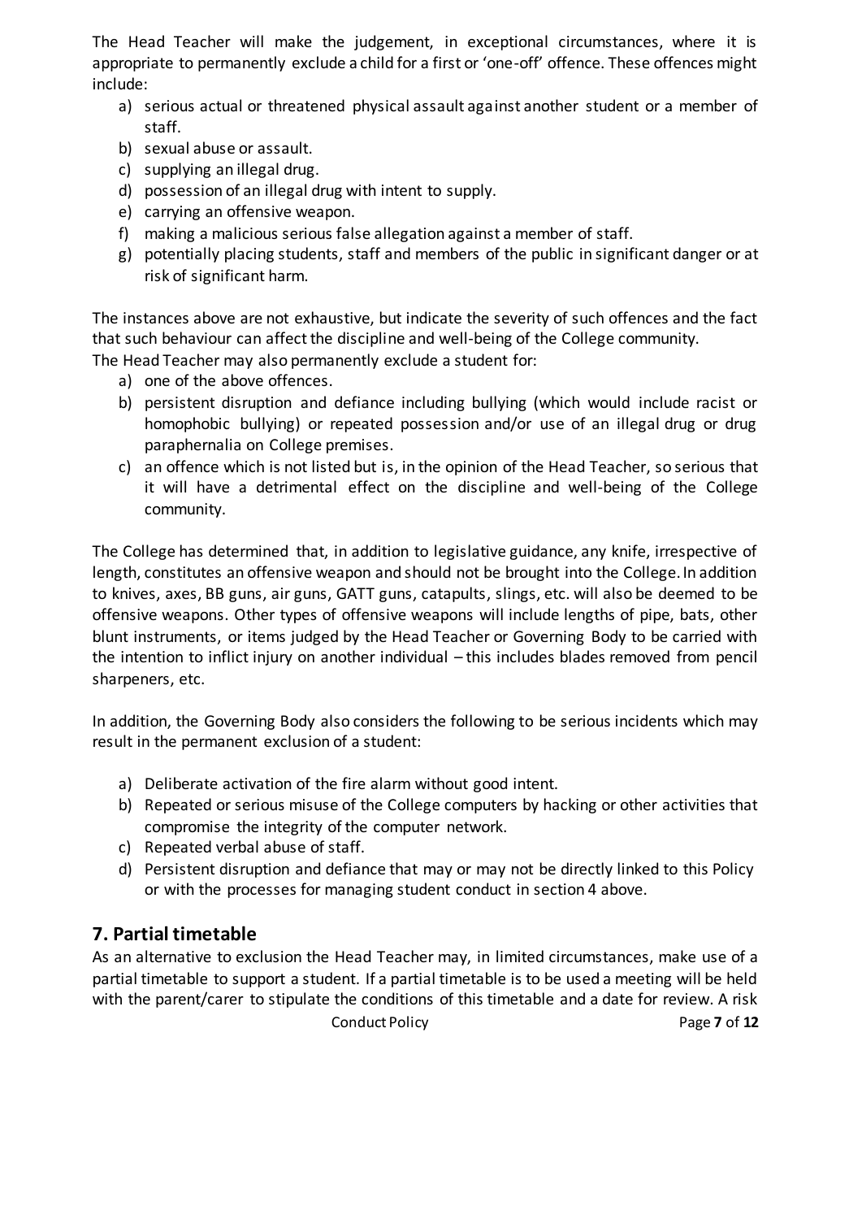The Head Teacher will make the judgement, in exceptional circumstances, where it is appropriate to permanently exclude a child for a first or 'one-off' offence. These offences might include:

a) serious actual or threatened physical assault against another student or a member of staff.
b) sexual abuse or assault.
c) supplying an illegal drug.
d) possession of an illegal drug with intent to supply.
e) carrying an offensive weapon.
f) making a malicious serious false allegation against a member of staff.
g) potentially placing students, staff and members of the public in significant danger or at risk of significant harm.

The instances above are not exhaustive, but indicate the severity of such offences and the fact that such behaviour can affect the discipline and well-being of the College community.
The Head Teacher may also permanently exclude a student for:

a) one of the above offences.
b) persistent disruption and defiance including bullying (which would include racist or homophobic bullying) or repeated possession and/or use of an illegal drug or drug paraphernalia on College premises.
c) an offence which is not listed but is, in the opinion of the Head Teacher, so serious that it will have a detrimental effect on the discipline and well-being of the College community.

The College has determined that, in addition to legislative guidance, any knife, irrespective of length, constitutes an offensive weapon and should not be brought into the College. In addition to knives, axes, BB guns, air guns, GATT guns, catapults, slings, etc. will also be deemed to be offensive weapons. Other types of offensive weapons will include lengths of pipe, bats, other blunt instruments, or items judged by the Head Teacher or Governing Body to be carried with the intention to inflict injury on another individual – this includes blades removed from pencil sharpeners, etc.

In addition, the Governing Body also considers the following to be serious incidents which may result in the permanent exclusion of a student:

a) Deliberate activation of the fire alarm without good intent.
b) Repeated or serious misuse of the College computers by hacking or other activities that compromise the integrity of the computer network.
c) Repeated verbal abuse of staff.
d) Persistent disruption and defiance that may or may not be directly linked to this Policy or with the processes for managing student conduct in section 4 above.

## 7. Partial timetable

As an alternative to exclusion the Head Teacher may, in limited circumstances, make use of a partial timetable to support a student. If a partial timetable is to be used a meeting will be held with the parent/carer to stipulate the conditions of this timetable and a date for review. A risk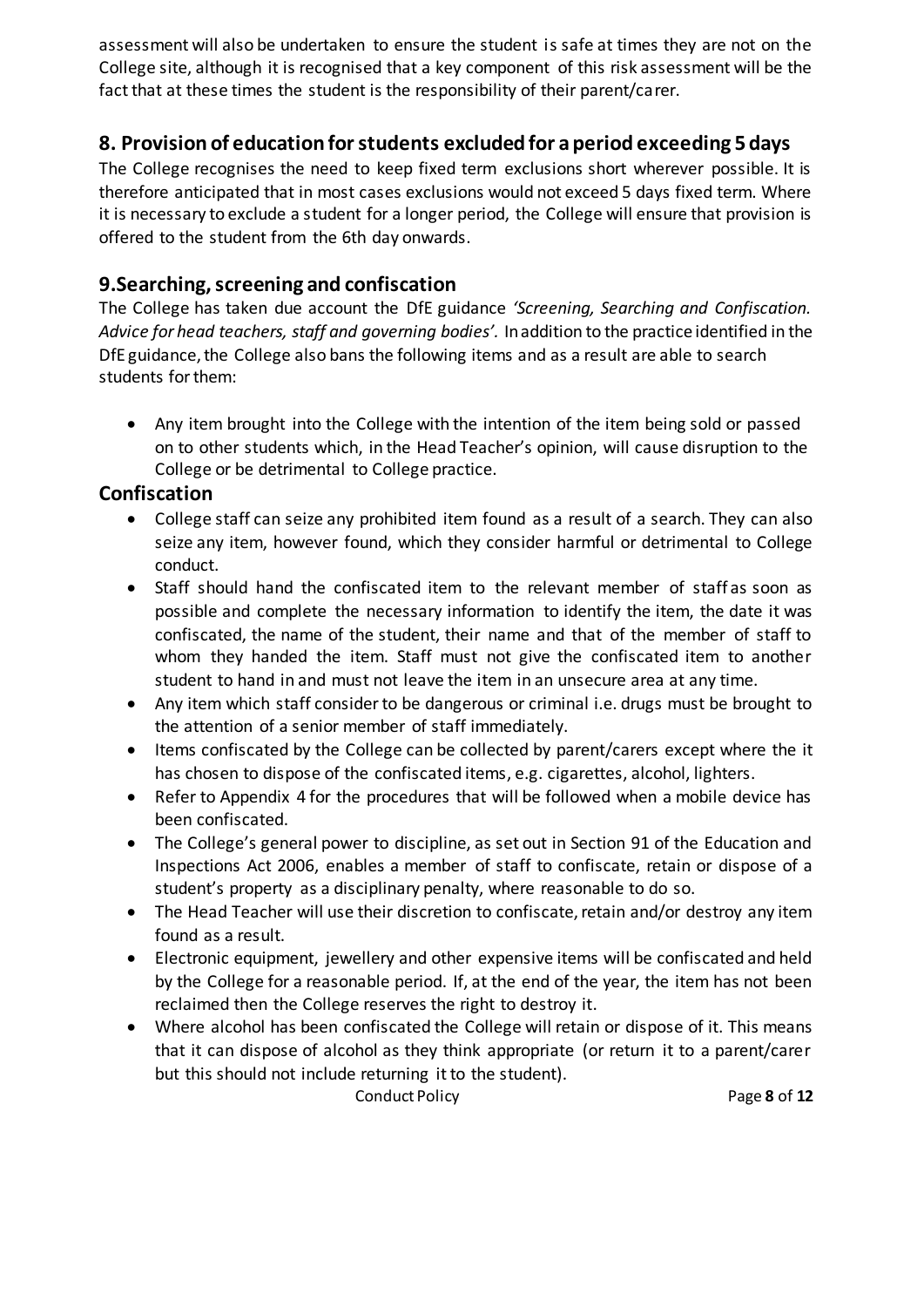assessment will also be undertaken to ensure the student is safe at times they are not on the College site, although it is recognised that a key component of this risk assessment will be the fact that at these times the student is the responsibility of their parent/carer.

## 8. Provision of education for students excluded for a period exceeding 5 days

The College recognises the need to keep fixed term exclusions short wherever possible. It is therefore anticipated that in most cases exclusions would not exceed 5 days fixed term. Where it is necessary to exclude a student for a longer period, the College will ensure that provision is offered to the student from the 6th day onwards.

## 9.Searching, screening and confiscation

The College has taken due account the DfE guidance *'Screening, Searching and Confiscation. Advice for head teachers, staff and governing bodies'.* In addition to the practice identified in the DfE guidance, the College also bans the following items and as a result are able to search students for them:

- Any item brought into the College with the intention of the item being sold or passed on to other students which, in the Head Teacher's opinion, will cause disruption to the College or be detrimental to College practice.

## Confiscation

- College staff can seize any prohibited item found as a result of a search. They can also seize any item, however found, which they consider harmful or detrimental to College conduct.
- Staff should hand the confiscated item to the relevant member of staff as soon as possible and complete the necessary information to identify the item, the date it was confiscated, the name of the student, their name and that of the member of staff to whom they handed the item. Staff must not give the confiscated item to another student to hand in and must not leave the item in an unsecure area at any time.
- Any item which staff consider to be dangerous or criminal i.e. drugs must be brought to the attention of a senior member of staff immediately.
- Items confiscated by the College can be collected by parent/carers except where the it has chosen to dispose of the confiscated items, e.g. cigarettes, alcohol, lighters.
- Refer to Appendix 4 for the procedures that will be followed when a mobile device has been confiscated.
- The College's general power to discipline, as set out in Section 91 of the Education and Inspections Act 2006, enables a member of staff to confiscate, retain or dispose of a student's property as a disciplinary penalty, where reasonable to do so.
- The Head Teacher will use their discretion to confiscate, retain and/or destroy any item found as a result.
- Electronic equipment, jewellery and other expensive items will be confiscated and held by the College for a reasonable period. If, at the end of the year, the item has not been reclaimed then the College reserves the right to destroy it.
- Where alcohol has been confiscated the College will retain or dispose of it. This means that it can dispose of alcohol as they think appropriate (or return it to a parent/carer but this should not include returning it to the student).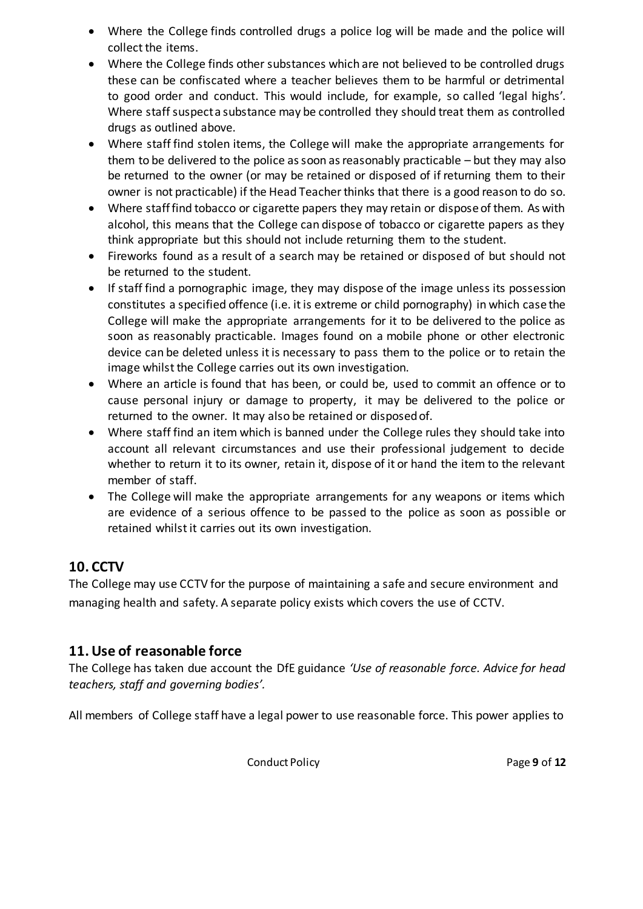- Where the College finds controlled drugs a police log will be made and the police will collect the items.
- Where the College finds other substances which are not believed to be controlled drugs these can be confiscated where a teacher believes them to be harmful or detrimental to good order and conduct. This would include, for example, so called 'legal highs'. Where staff suspect a substance may be controlled they should treat them as controlled drugs as outlined above.
- Where staff find stolen items, the College will make the appropriate arrangements for them to be delivered to the police as soon as reasonably practicable – but they may also be returned to the owner (or may be retained or disposed of if returning them to their owner is not practicable) if the Head Teacher thinks that there is a good reason to do so.
- Where staff find tobacco or cigarette papers they may retain or dispose of them. As with alcohol, this means that the College can dispose of tobacco or cigarette papers as they think appropriate but this should not include returning them to the student.
- Fireworks found as a result of a search may be retained or disposed of but should not be returned to the student.
- If staff find a pornographic image, they may dispose of the image unless its possession constitutes a specified offence (i.e. it is extreme or child pornography) in which case the College will make the appropriate arrangements for it to be delivered to the police as soon as reasonably practicable. Images found on a mobile phone or other electronic device can be deleted unless it is necessary to pass them to the police or to retain the image whilst the College carries out its own investigation.
- Where an article is found that has been, or could be, used to commit an offence or to cause personal injury or damage to property, it may be delivered to the police or returned to the owner. It may also be retained or disposed of.
- Where staff find an item which is banned under the College rules they should take into account all relevant circumstances and use their professional judgement to decide whether to return it to its owner, retain it, dispose of it or hand the item to the relevant member of staff.
- The College will make the appropriate arrangements for any weapons or items which are evidence of a serious offence to be passed to the police as soon as possible or retained whilst it carries out its own investigation.

## 10. CCTV

The College may use CCTV for the purpose of maintaining a safe and secure environment and managing health and safety. A separate policy exists which covers the use of CCTV.

## 11. Use of reasonable force

The College has taken due account the DfE guidance *'Use of reasonable force. Advice for head teachers, staff and governing bodies'.*

All members of College staff have a legal power to use reasonable force. This power applies to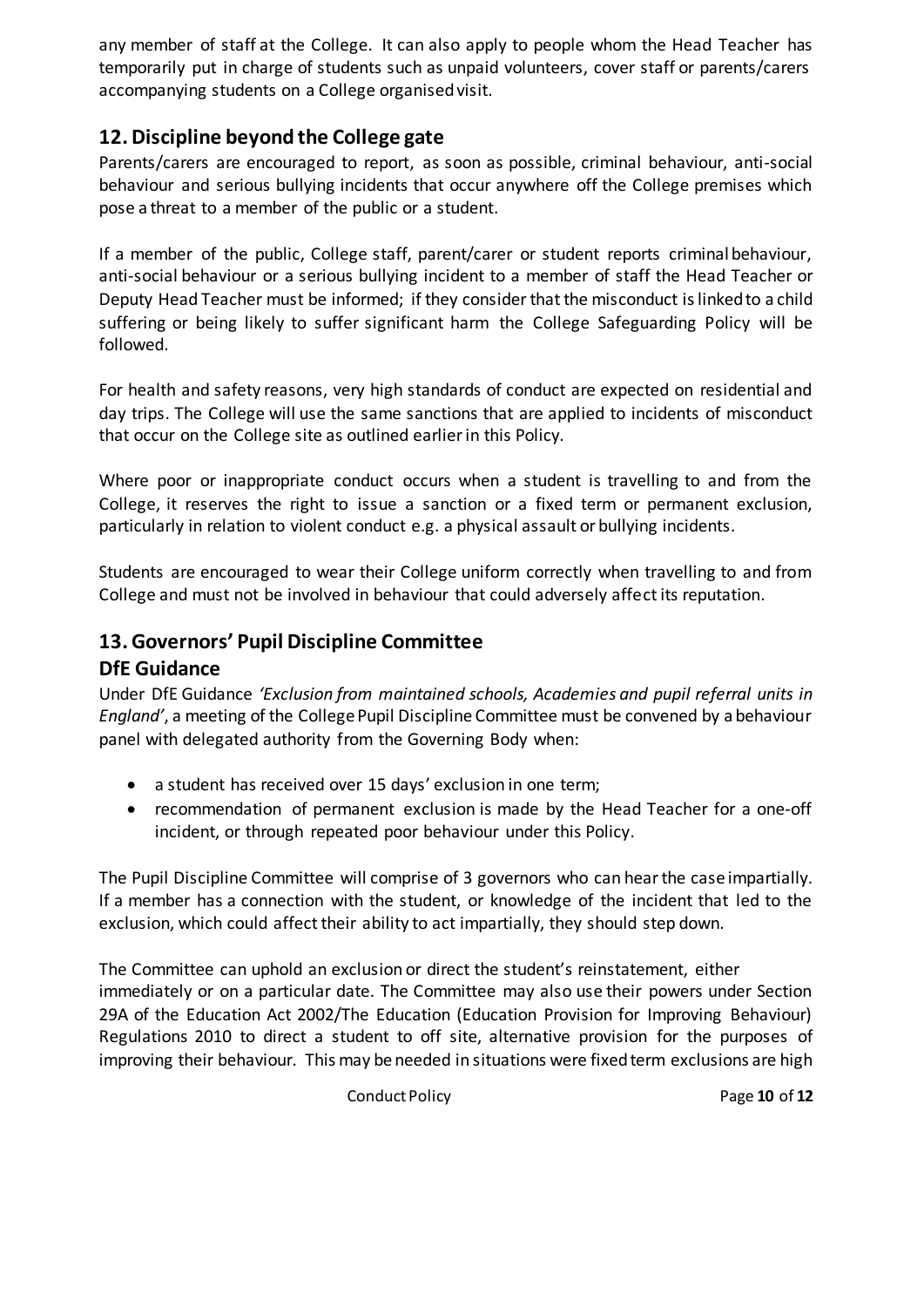any member of staff at the College. It can also apply to people whom the Head Teacher has temporarily put in charge of students such as unpaid volunteers, cover staff or parents/carers accompanying students on a College organised visit.

## 12. Discipline beyond the College gate

Parents/carers are encouraged to report, as soon as possible, criminal behaviour, anti-social behaviour and serious bullying incidents that occur anywhere off the College premises which pose a threat to a member of the public or a student.

If a member of the public, College staff, parent/carer or student reports criminal behaviour, anti-social behaviour or a serious bullying incident to a member of staff the Head Teacher or Deputy Head Teacher must be informed; if they consider that the misconduct is linked to a child suffering or being likely to suffer significant harm the College Safeguarding Policy will be followed.

For health and safety reasons, very high standards of conduct are expected on residential and day trips. The College will use the same sanctions that are applied to incidents of misconduct that occur on the College site as outlined earlier in this Policy.

Where poor or inappropriate conduct occurs when a student is travelling to and from the College, it reserves the right to issue a sanction or a fixed term or permanent exclusion, particularly in relation to violent conduct e.g. a physical assault or bullying incidents.

Students are encouraged to wear their College uniform correctly when travelling to and from College and must not be involved in behaviour that could adversely affect its reputation.

## 13. Governors' Pupil Discipline Committee

### DfE Guidance

Under DfE Guidance *'Exclusion from maintained schools, Academies and pupil referral units in England'*, a meeting of the College Pupil Discipline Committee must be convened by a behaviour panel with delegated authority from the Governing Body when:

- a student has received over 15 days' exclusion in one term;
- recommendation of permanent exclusion is made by the Head Teacher for a one-off incident, or through repeated poor behaviour under this Policy.

The Pupil Discipline Committee will comprise of 3 governors who can hear the case impartially. If a member has a connection with the student, or knowledge of the incident that led to the exclusion, which could affect their ability to act impartially, they should step down.

The Committee can uphold an exclusion or direct the student's reinstatement, either immediately or on a particular date. The Committee may also use their powers under Section 29A of the Education Act 2002/The Education (Education Provision for Improving Behaviour) Regulations 2010 to direct a student to off site, alternative provision for the purposes of improving their behaviour. This may be needed in situations were fixed term exclusions are high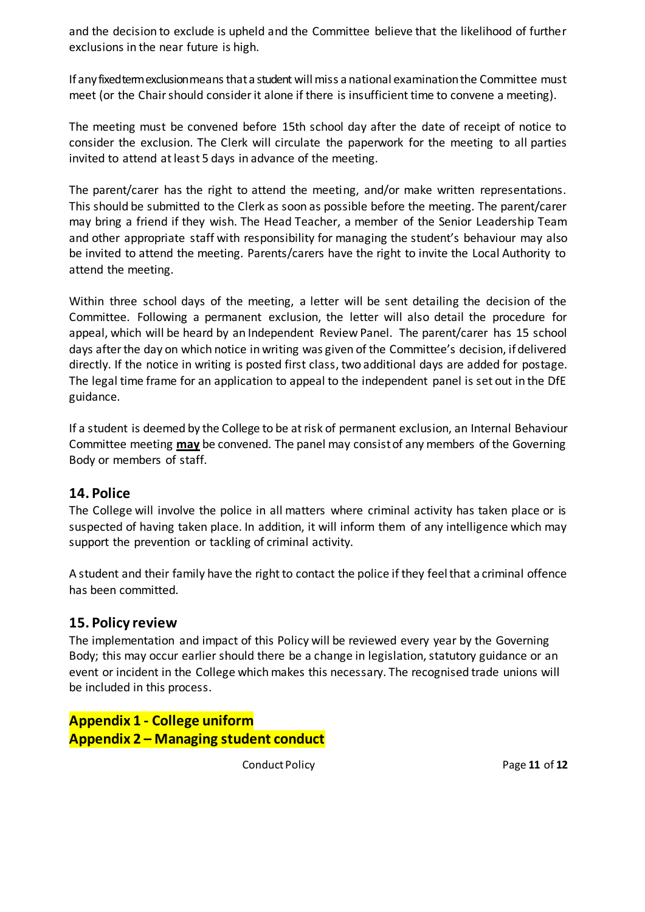and the decision to exclude is upheld and the Committee believe that the likelihood of further exclusions in the near future is high.

If any fixed term exclusion means that a student will miss a national examination the Committee must meet (or the Chair should consider it alone if there is insufficient time to convene a meeting).

The meeting must be convened before 15th school day after the date of receipt of notice to consider the exclusion. The Clerk will circulate the paperwork for the meeting to all parties invited to attend at least 5 days in advance of the meeting.

The parent/carer has the right to attend the meeting, and/or make written representations. This should be submitted to the Clerk as soon as possible before the meeting. The parent/carer may bring a friend if they wish. The Head Teacher, a member of the Senior Leadership Team and other appropriate staff with responsibility for managing the student's behaviour may also be invited to attend the meeting. Parents/carers have the right to invite the Local Authority to attend the meeting.

Within three school days of the meeting, a letter will be sent detailing the decision of the Committee. Following a permanent exclusion, the letter will also detail the procedure for appeal, which will be heard by an Independent Review Panel. The parent/carer has 15 school days after the day on which notice in writing was given of the Committee's decision, if delivered directly. If the notice in writing is posted first class, two additional days are added for postage. The legal time frame for an application to appeal to the independent panel is set out in the DfE guidance.

If a student is deemed by the College to be at risk of permanent exclusion, an Internal Behaviour Committee meeting **may** be convened. The panel may consist of any members of the Governing Body or members of staff.

## 14. Police

The College will involve the police in all matters where criminal activity has taken place or is suspected of having taken place. In addition, it will inform them of any intelligence which may support the prevention or tackling of criminal activity.

A student and their family have the right to contact the police if they feel that a criminal offence has been committed.

## 15. Policy review

The implementation and impact of this Policy will be reviewed every year by the Governing Body; this may occur earlier should there be a change in legislation, statutory guidance or an event or incident in the College which makes this necessary. The recognised trade unions will be included in this process.

## Appendix 1 - College uniform
## Appendix 2 – Managing student conduct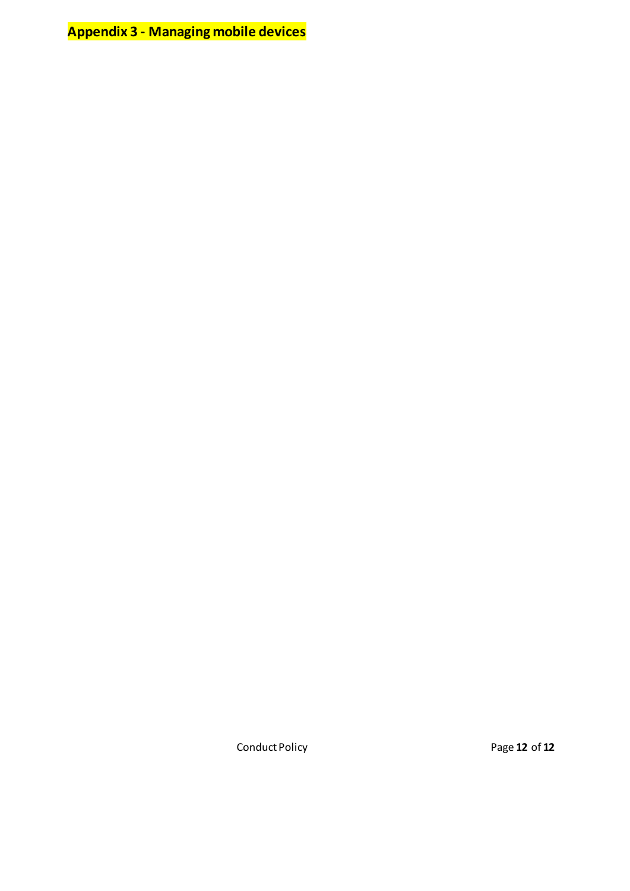## Appendix 3 - Managing mobile devices